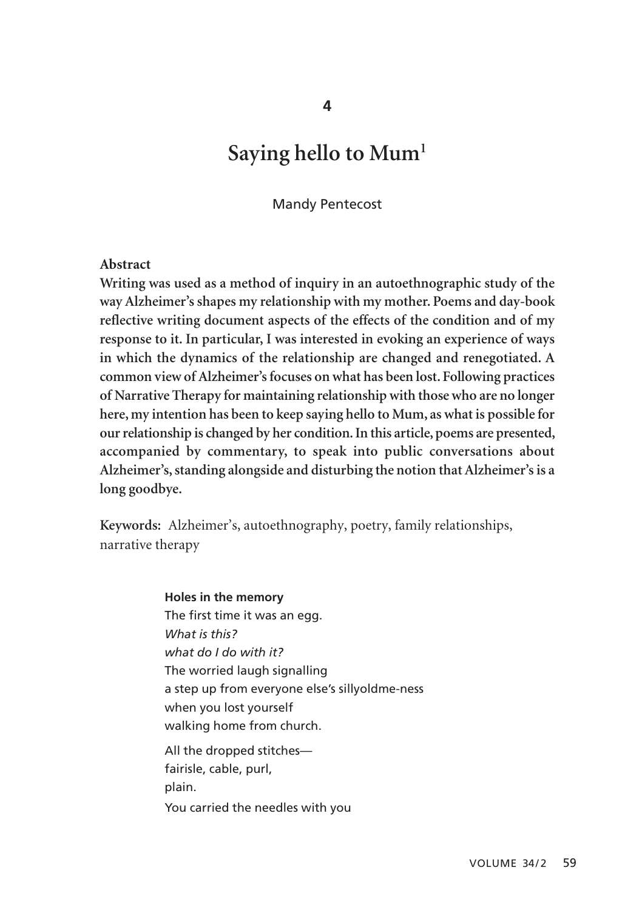4

# Saying hello to Mum[1]

Mandy Pentecost

**Abstract**

**Writing was used as a method of inquiry in an autoethnographic study of the way Alzheimer's shapes my relationship with my mother. Poems and day-book reflective writing document aspects of the effects of the condition and of my response to it. In particular, I was interested in evoking an experience of ways in which the dynamics of the relationship are changed and renegotiated. A common view of Alzheimer's focuses on what has been lost. Following practices of Narrative Therapy for maintaining relationship with those who are no longer here, my intention has been to keep saying hello to Mum, as what is possible for our relationship is changed by her condition. In this article, poems are presented, accompanied by commentary, to speak into public conversations about Alzheimer's, standing alongside and disturbing the notion that Alzheimer's is a long goodbye.**

**Keywords:** Alzheimer's, autoethnography, poetry, family relationships, narrative therapy

**Holes in the memory**
The first time it was an egg.
*What is this?*
*what do I do with it?*
The worried laugh signalling
a step up from everyone else's sillyoldme-ness
when you lost yourself
walking home from church.

All the dropped stitches—
fairisle, cable, purl,
plain.
You carried the needles with you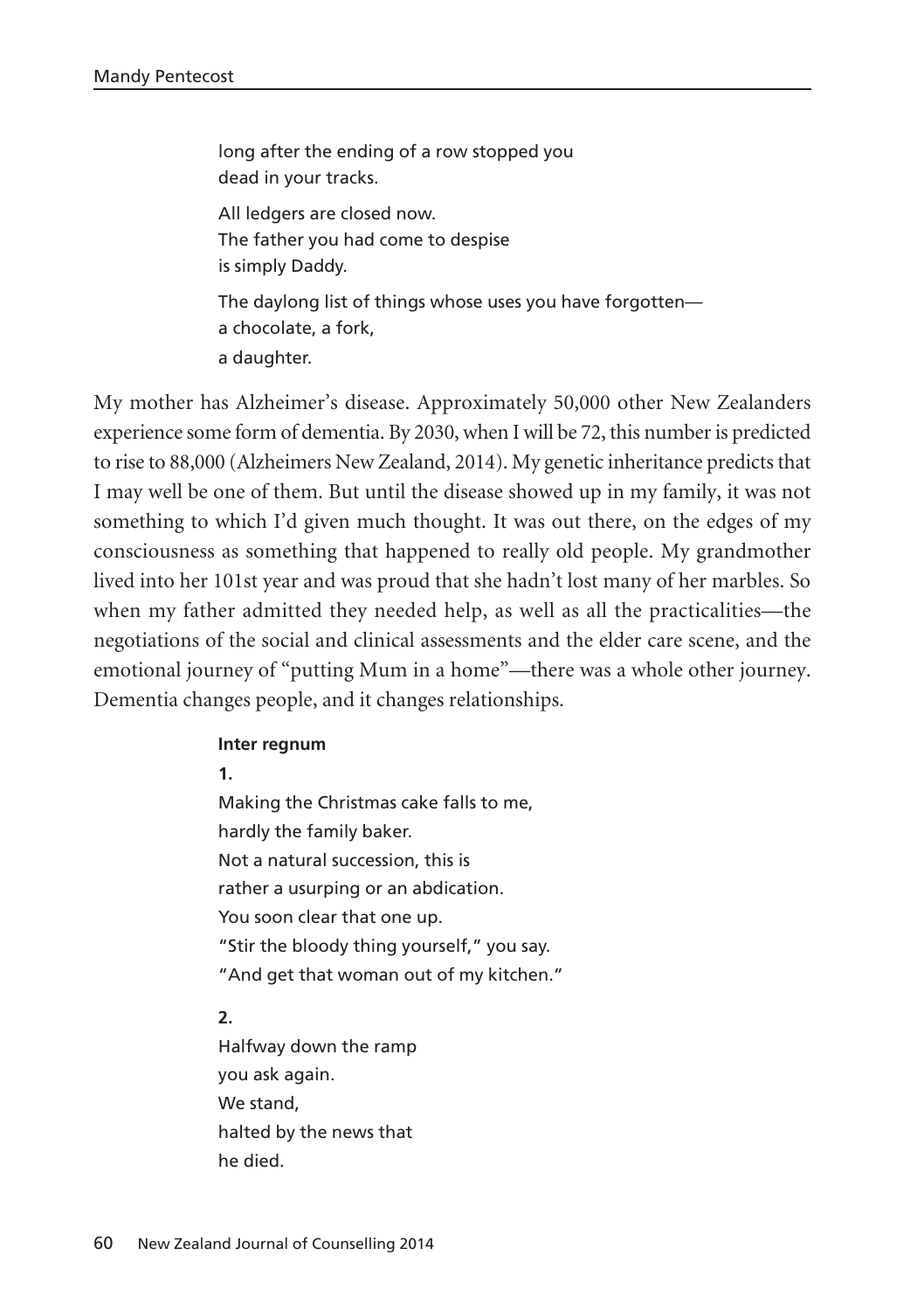long after the ending of a row stopped you  
dead in your tracks.

All ledgers are closed now.  
The father you had come to despise  
is simply Daddy.

The daylong list of things whose uses you have forgotten—  
a chocolate, a fork,  
a daughter.

My mother has Alzheimer's disease. Approximately 50,000 other New Zealanders experience some form of dementia. By 2030, when I will be 72, this number is predicted to rise to 88,000 (Alzheimers New Zealand, 2014). My genetic inheritance predicts that I may well be one of them. But until the disease showed up in my family, it was not something to which I'd given much thought. It was out there, on the edges of my consciousness as something that happened to really old people. My grandmother lived into her 101st year and was proud that she hadn't lost many of her marbles. So when my father admitted they needed help, as well as all the practicalities—the negotiations of the social and clinical assessments and the elder care scene, and the emotional journey of "putting Mum in a home"—there was a whole other journey. Dementia changes people, and it changes relationships.

**Inter regnum**

**1.**

Making the Christmas cake falls to me,  
hardly the family baker.  
Not a natural succession, this is  
rather a usurping or an abdication.  
You soon clear that one up.  
"Stir the bloody thing yourself," you say.  
"And get that woman out of my kitchen."

**2.**

Halfway down the ramp  
you ask again.  
We stand,  
halted by the news that  
he died.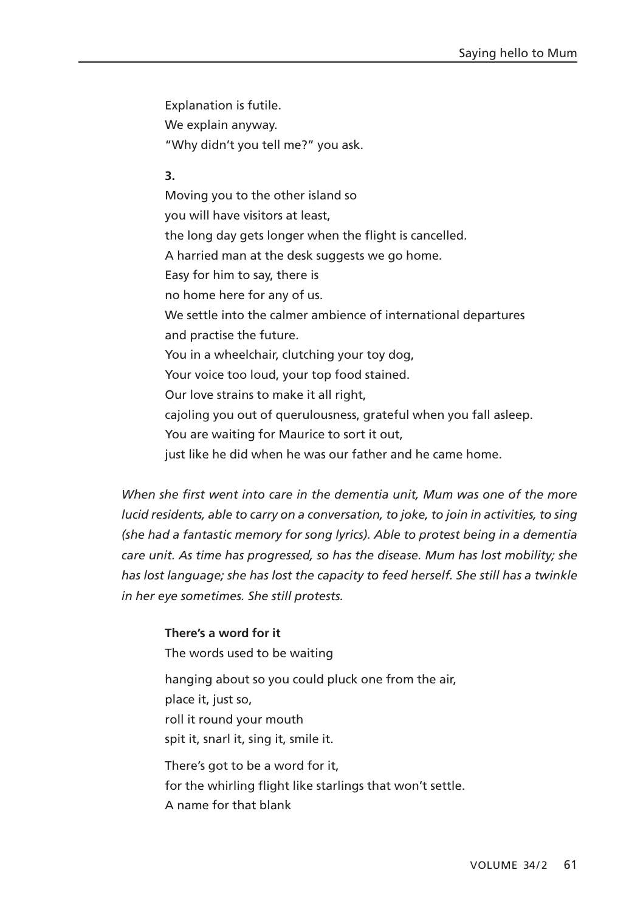Explanation is futile.  
We explain anyway.  
"Why didn't you tell me?" you ask.

**3.**

Moving you to the other island so  
you will have visitors at least,  
the long day gets longer when the flight is cancelled.  
A harried man at the desk suggests we go home.  
Easy for him to say, there is  
no home here for any of us.  
We settle into the calmer ambience of international departures  
and practise the future.  
You in a wheelchair, clutching your toy dog,  
Your voice too loud, your top food stained.  
Our love strains to make it all right,  
cajoling you out of querulousness, grateful when you fall asleep.  
You are waiting for Maurice to sort it out,  
just like he did when he was our father and he came home.

*When she first went into care in the dementia unit, Mum was one of the more lucid residents, able to carry on a conversation, to joke, to join in activities, to sing (she had a fantastic memory for song lyrics). Able to protest being in a dementia care unit. As time has progressed, so has the disease. Mum has lost mobility; she has lost language; she has lost the capacity to feed herself. She still has a twinkle in her eye sometimes. She still protests.*

**There's a word for it**

The words used to be waiting

hanging about so you could pluck one from the air,  
place it, just so,  
roll it round your mouth  
spit it, snarl it, sing it, smile it.

There's got to be a word for it,  
for the whirling flight like starlings that won't settle.  
A name for that blank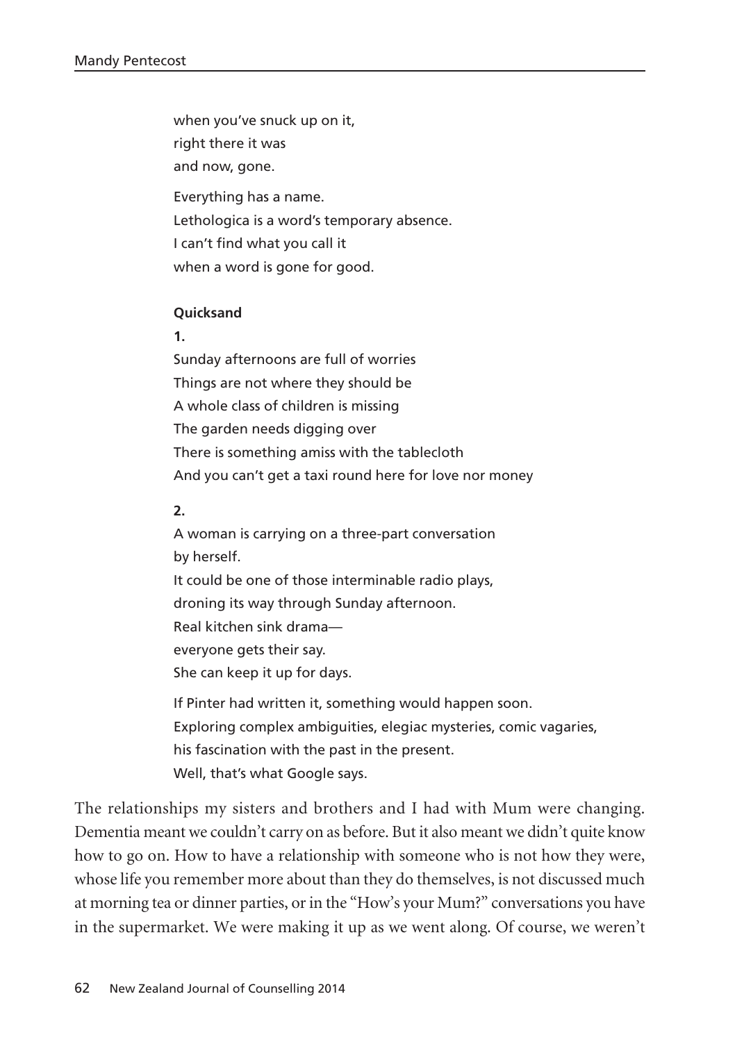when you've snuck up on it,  
right there it was  
and now, gone.

Everything has a name.  
Lethologica is a word's temporary absence.  
I can't find what you call it  
when a word is gone for good.

**Quicksand**

**1.**

Sunday afternoons are full of worries  
Things are not where they should be  
A whole class of children is missing  
The garden needs digging over  
There is something amiss with the tablecloth  
And you can't get a taxi round here for love nor money

**2.**

A woman is carrying on a three-part conversation  
by herself.  
It could be one of those interminable radio plays,  
droning its way through Sunday afternoon.  
Real kitchen sink drama—  
everyone gets their say.  
She can keep it up for days.

If Pinter had written it, something would happen soon.  
Exploring complex ambiguities, elegiac mysteries, comic vagaries,  
his fascination with the past in the present.  
Well, that's what Google says.

The relationships my sisters and brothers and I had with Mum were changing. Dementia meant we couldn't carry on as before. But it also meant we didn't quite know how to go on. How to have a relationship with someone who is not how they were, whose life you remember more about than they do themselves, is not discussed much at morning tea or dinner parties, or in the "How's your Mum?" conversations you have in the supermarket. We were making it up as we went along. Of course, we weren't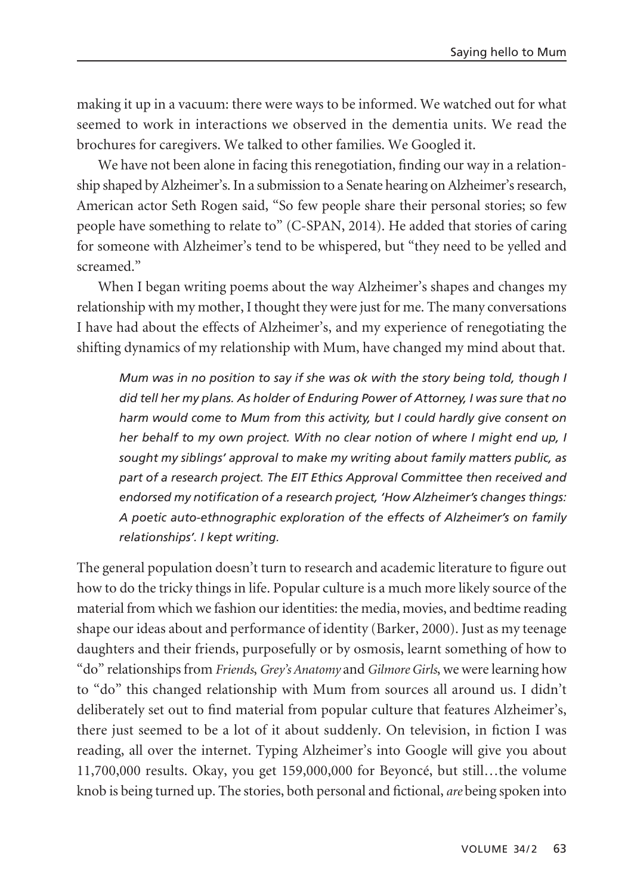making it up in a vacuum: there were ways to be informed. We watched out for what seemed to work in interactions we observed in the dementia units. We read the brochures for caregivers. We talked to other families. We Googled it.

We have not been alone in facing this renegotiation, finding our way in a relationship shaped by Alzheimer's. In a submission to a Senate hearing on Alzheimer's research, American actor Seth Rogen said, "So few people share their personal stories; so few people have something to relate to" (C-SPAN, 2014). He added that stories of caring for someone with Alzheimer's tend to be whispered, but "they need to be yelled and screamed."

When I began writing poems about the way Alzheimer's shapes and changes my relationship with my mother, I thought they were just for me. The many conversations I have had about the effects of Alzheimer's, and my experience of renegotiating the shifting dynamics of my relationship with Mum, have changed my mind about that.

> *Mum was in no position to say if she was ok with the story being told, though I did tell her my plans. As holder of Enduring Power of Attorney, I was sure that no harm would come to Mum from this activity, but I could hardly give consent on her behalf to my own project. With no clear notion of where I might end up, I sought my siblings' approval to make my writing about family matters public, as part of a research project. The EIT Ethics Approval Committee then received and endorsed my notification of a research project, 'How Alzheimer's changes things: A poetic auto-ethnographic exploration of the effects of Alzheimer's on family relationships'. I kept writing.*

The general population doesn't turn to research and academic literature to figure out how to do the tricky things in life. Popular culture is a much more likely source of the material from which we fashion our identities: the media, movies, and bedtime reading shape our ideas about and performance of identity (Barker, 2000). Just as my teenage daughters and their friends, purposefully or by osmosis, learnt something of how to "do" relationships from *Friends*, *Grey's Anatomy* and *Gilmore Girls*, we were learning how to "do" this changed relationship with Mum from sources all around us. I didn't deliberately set out to find material from popular culture that features Alzheimer's, there just seemed to be a lot of it about suddenly. On television, in fiction I was reading, all over the internet. Typing Alzheimer's into Google will give you about 11,700,000 results. Okay, you get 159,000,000 for Beyoncé, but still…the volume knob is being turned up. The stories, both personal and fictional, *are* being spoken into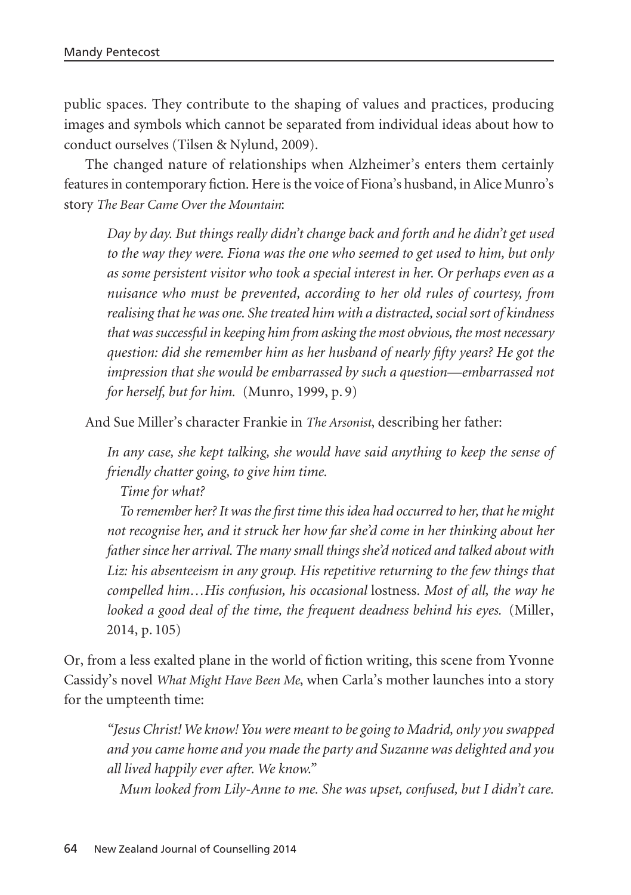public spaces. They contribute to the shaping of values and practices, producing images and symbols which cannot be separated from individual ideas about how to conduct ourselves (Tilsen & Nylund, 2009).

The changed nature of relationships when Alzheimer's enters them certainly features in contemporary fiction. Here is the voice of Fiona's husband, in Alice Munro's story *The Bear Came Over the Mountain*:

> *Day by day. But things really didn't change back and forth and he didn't get used to the way they were. Fiona was the one who seemed to get used to him, but only as some persistent visitor who took a special interest in her. Or perhaps even as a nuisance who must be prevented, according to her old rules of courtesy, from realising that he was one. She treated him with a distracted, social sort of kindness that was successful in keeping him from asking the most obvious, the most necessary question: did she remember him as her husband of nearly fifty years? He got the impression that she would be embarrassed by such a question—embarrassed not for herself, but for him.* (Munro, 1999, p. 9)

And Sue Miller's character Frankie in *The Arsonist*, describing her father:

> *In any case, she kept talking, she would have said anything to keep the sense of friendly chatter going, to give him time.*
>
> *Time for what?*
>
> *To remember her? It was the first time this idea had occurred to her, that he might not recognise her, and it struck her how far she'd come in her thinking about her father since her arrival. The many small things she'd noticed and talked about with Liz: his absenteeism in any group. His repetitive returning to the few things that compelled him…His confusion, his occasional* lostness. *Most of all, the way he looked a good deal of the time, the frequent deadness behind his eyes.* (Miller, 2014, p. 105)

Or, from a less exalted plane in the world of fiction writing, this scene from Yvonne Cassidy's novel *What Might Have Been Me*, when Carla's mother launches into a story for the umpteenth time:

> *"Jesus Christ! We know! You were meant to be going to Madrid, only you swapped and you came home and you made the party and Suzanne was delighted and you all lived happily ever after. We know."*
>
> *Mum looked from Lily-Anne to me. She was upset, confused, but I didn't care.*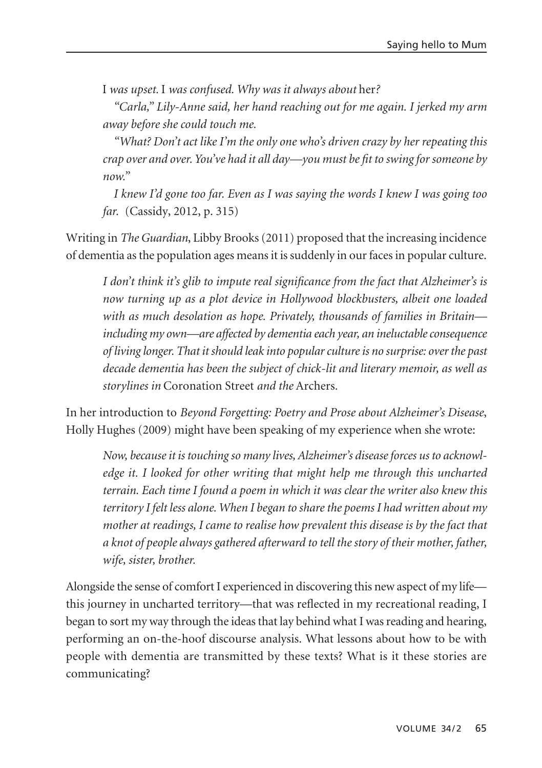> I *was upset.* I *was confused. Why was it always about* her*?*
>
> *"Carla," Lily-Anne said, her hand reaching out for me again. I jerked my arm away before she could touch me.*
>
> *"What? Don't act like I'm the only one who's driven crazy by her repeating this crap over and over. You've had it all day—you must be fit to swing for someone by now."*
>
> *I knew I'd gone too far. Even as I was saying the words I knew I was going too far.* (Cassidy, 2012, p. 315)

Writing in *The Guardian*, Libby Brooks (2011) proposed that the increasing incidence of dementia as the population ages means it is suddenly in our faces in popular culture.

> *I don't think it's glib to impute real significance from the fact that Alzheimer's is now turning up as a plot device in Hollywood blockbusters, albeit one loaded with as much desolation as hope. Privately, thousands of families in Britain—including my own—are affected by dementia each year, an ineluctable consequence of living longer. That it should leak into popular culture is no surprise: over the past decade dementia has been the subject of chick-lit and literary memoir, as well as storylines in* Coronation Street *and the* Archers.

In her introduction to *Beyond Forgetting: Poetry and Prose about Alzheimer's Disease*, Holly Hughes (2009) might have been speaking of my experience when she wrote:

> *Now, because it is touching so many lives, Alzheimer's disease forces us to acknowledge it. I looked for other writing that might help me through this uncharted terrain. Each time I found a poem in which it was clear the writer also knew this territory I felt less alone. When I began to share the poems I had written about my mother at readings, I came to realise how prevalent this disease is by the fact that a knot of people always gathered afterward to tell the story of their mother, father, wife, sister, brother.*

Alongside the sense of comfort I experienced in discovering this new aspect of my life—this journey in uncharted territory—that was reflected in my recreational reading, I began to sort my way through the ideas that lay behind what I was reading and hearing, performing an on-the-hoof discourse analysis. What lessons about how to be with people with dementia are transmitted by these texts? What is it these stories are communicating?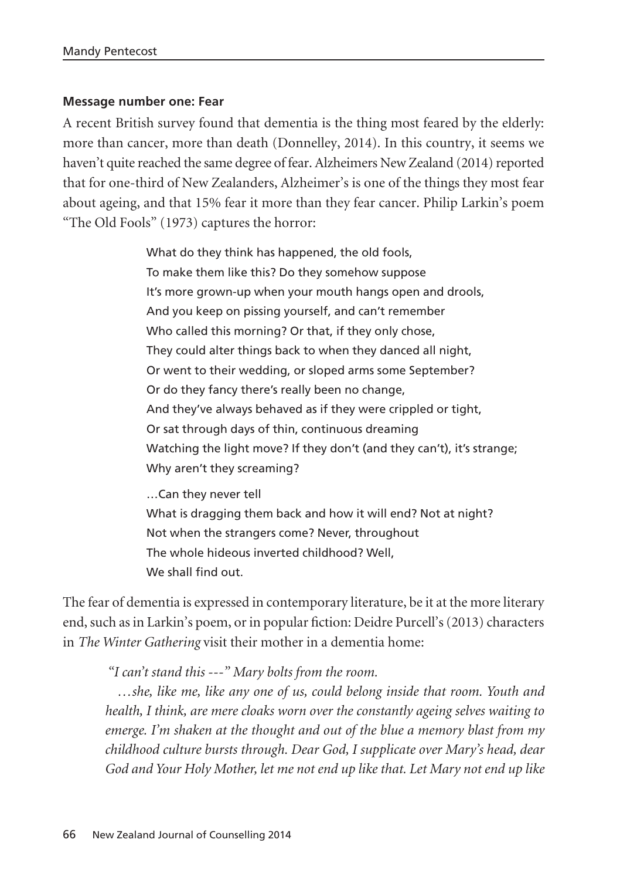**Message number one: Fear**

A recent British survey found that dementia is the thing most feared by the elderly: more than cancer, more than death (Donnelley, 2014). In this country, it seems we haven't quite reached the same degree of fear. Alzheimers New Zealand (2014) reported that for one-third of New Zealanders, Alzheimer's is one of the things they most fear about ageing, and that 15% fear it more than they fear cancer. Philip Larkin's poem "The Old Fools" (1973) captures the horror:

> What do they think has happened, the old fools,
> To make them like this? Do they somehow suppose
> It's more grown-up when your mouth hangs open and drools,
> And you keep on pissing yourself, and can't remember
> Who called this morning? Or that, if they only chose,
> They could alter things back to when they danced all night,
> Or went to their wedding, or sloped arms some September?
> Or do they fancy there's really been no change,
> And they've always behaved as if they were crippled or tight,
> Or sat through days of thin, continuous dreaming
> Watching the light move? If they don't (and they can't), it's strange;
> Why aren't they screaming?
>
> …Can they never tell
> What is dragging them back and how it will end? Not at night?
> Not when the strangers come? Never, throughout
> The whole hideous inverted childhood? Well,
> We shall find out.

The fear of dementia is expressed in contemporary literature, be it at the more literary end, such as in Larkin's poem, or in popular fiction: Deidre Purcell's (2013) characters in *The Winter Gathering* visit their mother in a dementia home:

> *"I can't stand this ---" Mary bolts from the room.*
>
> *…she, like me, like any one of us, could belong inside that room. Youth and health, I think, are mere cloaks worn over the constantly ageing selves waiting to emerge. I'm shaken at the thought and out of the blue a memory blast from my childhood culture bursts through. Dear God, I supplicate over Mary's head, dear God and Your Holy Mother, let me not end up like that. Let Mary not end up like*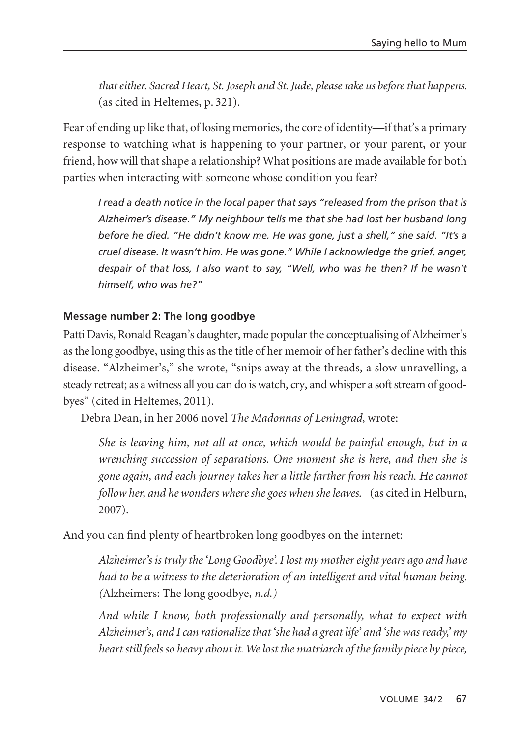*that either. Sacred Heart, St. Joseph and St. Jude, please take us before that happens.* (as cited in Heltemes, p. 321).

Fear of ending up like that, of losing memories, the core of identity—if that's a primary response to watching what is happening to your partner, or your parent, or your friend, how will that shape a relationship? What positions are made available for both parties when interacting with someone whose condition you fear?

> *I read a death notice in the local paper that says "released from the prison that is Alzheimer's disease." My neighbour tells me that she had lost her husband long before he died. "He didn't know me. He was gone, just a shell," she said. "It's a cruel disease. It wasn't him. He was gone." While I acknowledge the grief, anger, despair of that loss, I also want to say, "Well, who was he then? If he wasn't himself, who was he?"*

**Message number 2: The long goodbye**

Patti Davis, Ronald Reagan's daughter, made popular the conceptualising of Alzheimer's as the long goodbye, using this as the title of her memoir of her father's decline with this disease. "Alzheimer's," she wrote, "snips away at the threads, a slow unravelling, a steady retreat; as a witness all you can do is watch, cry, and whisper a soft stream of good-byes" (cited in Heltemes, 2011).

Debra Dean, in her 2006 novel *The Madonnas of Leningrad*, wrote:

> *She is leaving him, not all at once, which would be painful enough, but in a wrenching succession of separations. One moment she is here, and then she is gone again, and each journey takes her a little farther from his reach. He cannot follow her, and he wonders where she goes when she leaves.* (as cited in Helburn, 2007).

And you can find plenty of heartbroken long goodbyes on the internet:

> *Alzheimer's is truly the 'Long Goodbye'. I lost my mother eight years ago and have had to be a witness to the deterioration of an intelligent and vital human being. (*Alzheimers: The long goodbye*, n.d.)*

> *And while I know, both professionally and personally, what to expect with Alzheimer's, and I can rationalize that 'she had a great life' and 'she was ready,' my heart still feels so heavy about it. We lost the matriarch of the family piece by piece,*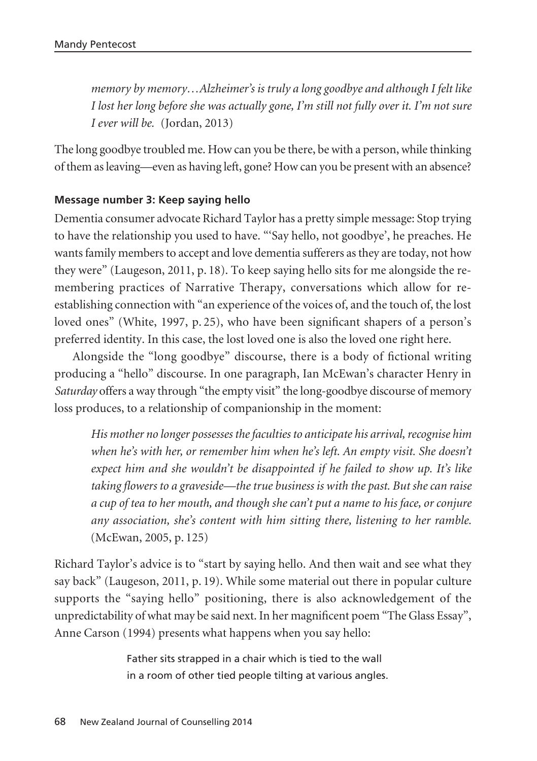*memory by memory…Alzheimer's is truly a long goodbye and although I felt like I lost her long before she was actually gone, I'm still not fully over it. I'm not sure I ever will be.* (Jordan, 2013)

The long goodbye troubled me. How can you be there, be with a person, while thinking of them as leaving—even as having left, gone? How can you be present with an absence?

**Message number 3: Keep saying hello**

Dementia consumer advocate Richard Taylor has a pretty simple message: Stop trying to have the relationship you used to have. "'Say hello, not goodbye', he preaches. He wants family members to accept and love dementia sufferers as they are today, not how they were" (Laugeson, 2011, p. 18). To keep saying hello sits for me alongside the re-membering practices of Narrative Therapy, conversations which allow for re-establishing connection with "an experience of the voices of, and the touch of, the lost loved ones" (White, 1997, p. 25), who have been significant shapers of a person's preferred identity. In this case, the lost loved one is also the loved one right here.

Alongside the "long goodbye" discourse, there is a body of fictional writing producing a "hello" discourse. In one paragraph, Ian McEwan's character Henry in *Saturday* offers a way through "the empty visit" the long-goodbye discourse of memory loss produces, to a relationship of companionship in the moment:

> *His mother no longer possesses the faculties to anticipate his arrival, recognise him when he's with her, or remember him when he's left. An empty visit. She doesn't expect him and she wouldn't be disappointed if he failed to show up. It's like taking flowers to a graveside—the true business is with the past. But she can raise a cup of tea to her mouth, and though she can't put a name to his face, or conjure any association, she's content with him sitting there, listening to her ramble.* (McEwan, 2005, p. 125)

Richard Taylor's advice is to "start by saying hello. And then wait and see what they say back" (Laugeson, 2011, p. 19). While some material out there in popular culture supports the "saying hello" positioning, there is also acknowledgement of the unpredictability of what may be said next. In her magnificent poem "The Glass Essay", Anne Carson (1994) presents what happens when you say hello:

> Father sits strapped in a chair which is tied to the wall
> in a room of other tied people tilting at various angles.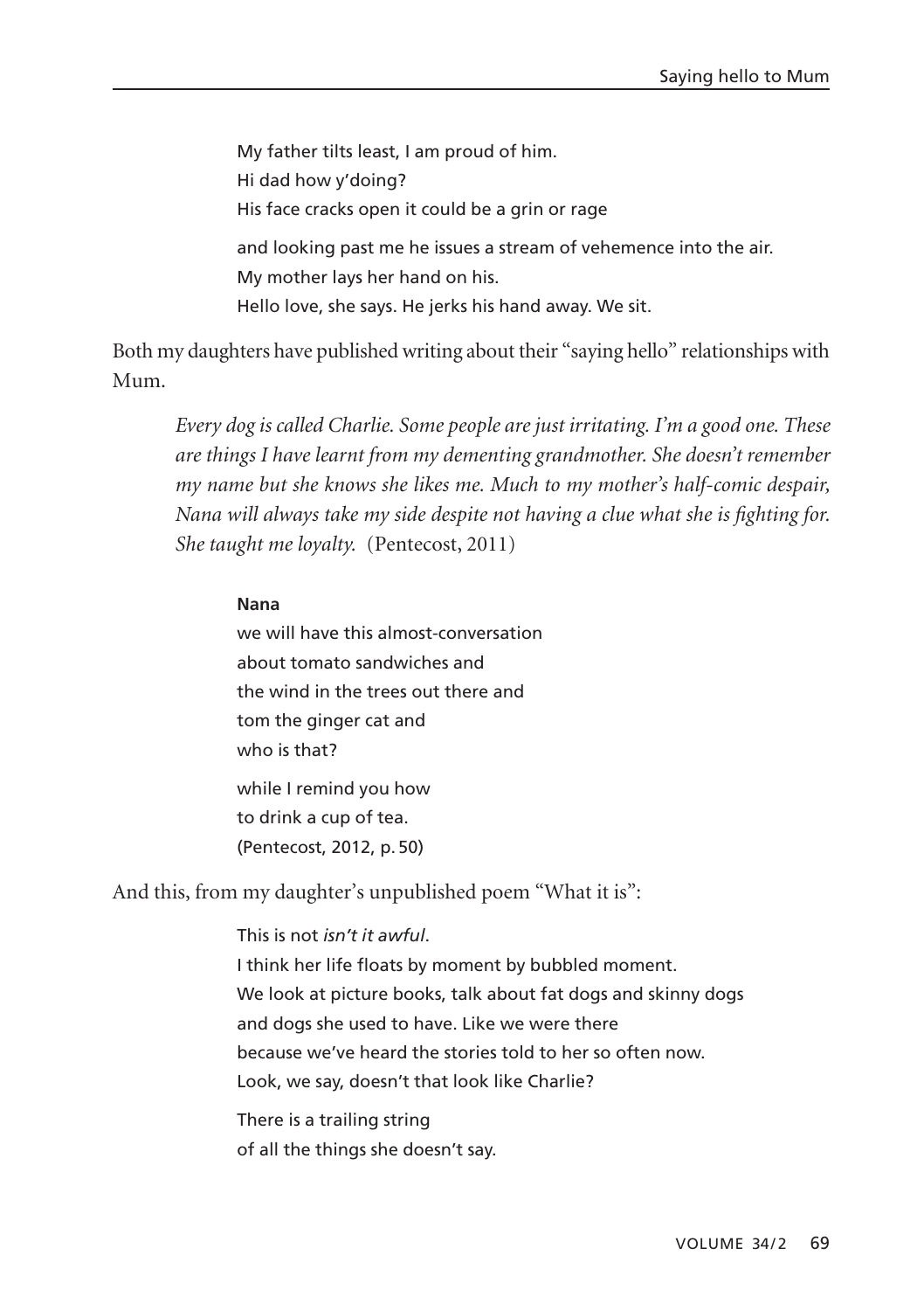My father tilts least, I am proud of him.  
Hi dad how y'doing?  
His face cracks open it could be a grin or rage

and looking past me he issues a stream of vehemence into the air.  
My mother lays her hand on his.  
Hello love, she says. He jerks his hand away. We sit.

Both my daughters have published writing about their "saying hello" relationships with Mum.

> *Every dog is called Charlie. Some people are just irritating. I'm a good one. These are things I have learnt from my dementing grandmother. She doesn't remember my name but she knows she likes me. Much to my mother's half-comic despair, Nana will always take my side despite not having a clue what she is fighting for. She taught me loyalty.* (Pentecost, 2011)

**Nana**

we will have this almost-conversation  
about tomato sandwiches and  
the wind in the trees out there and  
tom the ginger cat and  
who is that?

while I remind you how  
to drink a cup of tea.  
(Pentecost, 2012, p. 50)

And this, from my daughter's unpublished poem "What it is":

This is not *isn't it awful*.  
I think her life floats by moment by bubbled moment.  
We look at picture books, talk about fat dogs and skinny dogs  
and dogs she used to have. Like we were there  
because we've heard the stories told to her so often now.  
Look, we say, doesn't that look like Charlie?

There is a trailing string  
of all the things she doesn't say.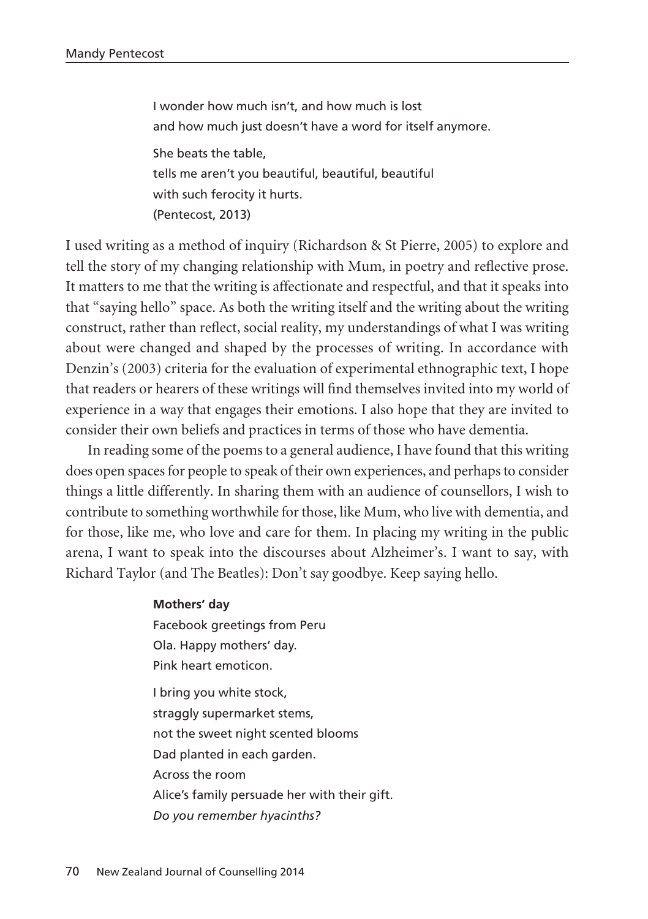I wonder how much isn't, and how much is lost  
and how much just doesn't have a word for itself anymore.

She beats the table,  
tells me aren't you beautiful, beautiful, beautiful  
with such ferocity it hurts.  
(Pentecost, 2013)

I used writing as a method of inquiry (Richardson & St Pierre, 2005) to explore and tell the story of my changing relationship with Mum, in poetry and reflective prose. It matters to me that the writing is affectionate and respectful, and that it speaks into that "saying hello" space. As both the writing itself and the writing about the writing construct, rather than reflect, social reality, my understandings of what I was writing about were changed and shaped by the processes of writing. In accordance with Denzin's (2003) criteria for the evaluation of experimental ethnographic text, I hope that readers or hearers of these writings will find themselves invited into my world of experience in a way that engages their emotions. I also hope that they are invited to consider their own beliefs and practices in terms of those who have dementia.

In reading some of the poems to a general audience, I have found that this writing does open spaces for people to speak of their own experiences, and perhaps to consider things a little differently. In sharing them with an audience of counsellors, I wish to contribute to something worthwhile for those, like Mum, who live with dementia, and for those, like me, who love and care for them. In placing my writing in the public arena, I want to speak into the discourses about Alzheimer's. I want to say, with Richard Taylor (and The Beatles): Don't say goodbye. Keep saying hello.

**Mothers' day**

Facebook greetings from Peru  
Ola. Happy mothers' day.  
Pink heart emoticon.

I bring you white stock,  
straggly supermarket stems,  
not the sweet night scented blooms  
Dad planted in each garden.  
Across the room  
Alice's family persuade her with their gift.  
*Do you remember hyacinths?*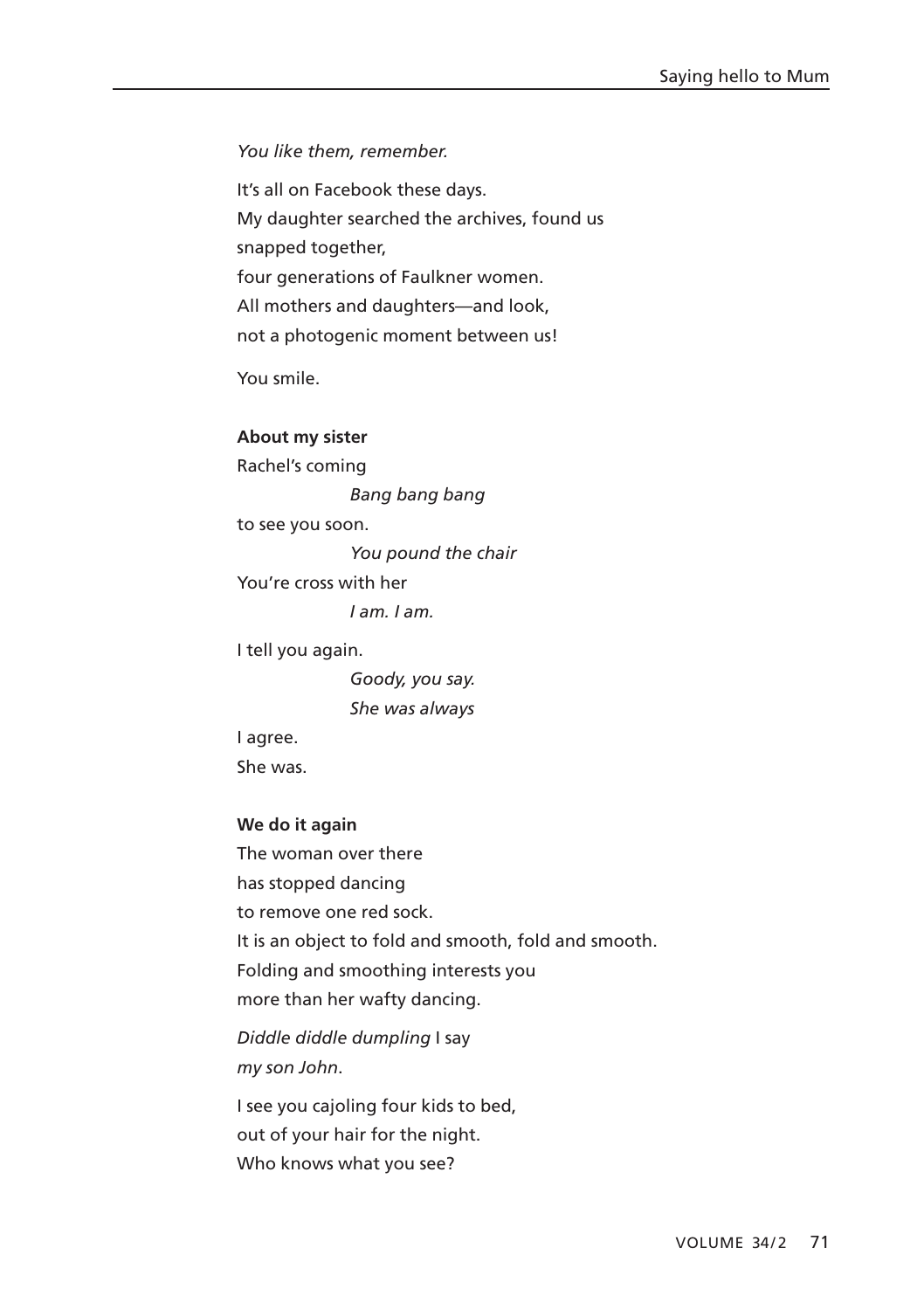*You like them, remember.*

It's all on Facebook these days.
My daughter searched the archives, found us
snapped together,
four generations of Faulkner women.
All mothers and daughters—and look,
not a photogenic moment between us!

You smile.

**About my sister**

Rachel's coming
*Bang bang bang*
to see you soon.
*You pound the chair*
You're cross with her
*I am. I am.*

I tell you again.
*Goody, you say.*
*She was always*
I agree.
She was.

**We do it again**

The woman over there
has stopped dancing
to remove one red sock.
It is an object to fold and smooth, fold and smooth.
Folding and smoothing interests you
more than her wafty dancing.

*Diddle diddle dumpling* I say
*my son John*.

I see you cajoling four kids to bed,
out of your hair for the night.
Who knows what you see?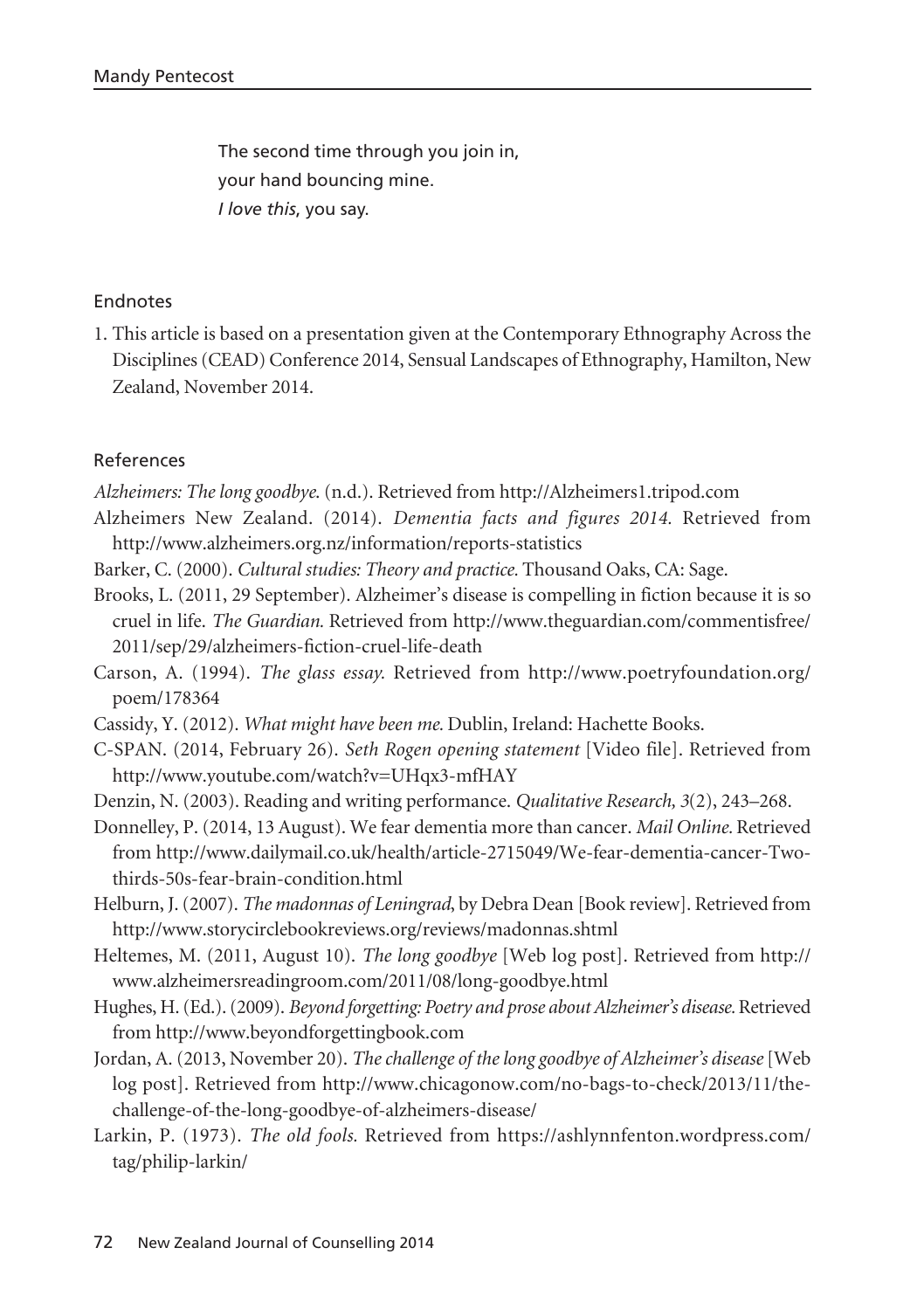The second time through you join in,  
your hand bouncing mine.  
*I love this*, you say.

## Endnotes

1. This article is based on a presentation given at the Contemporary Ethnography Across the Disciplines (CEAD) Conference 2014, Sensual Landscapes of Ethnography, Hamilton, New Zealand, November 2014.

## References

*Alzheimers: The long goodbye.* (n.d.). Retrieved from http://Alzheimers1.tripod.com

Alzheimers New Zealand. (2014). *Dementia facts and figures 2014.* Retrieved from http://www.alzheimers.org.nz/information/reports-statistics

Barker, C. (2000). *Cultural studies: Theory and practice.* Thousand Oaks, CA: Sage.

Brooks, L. (2011, 29 September). Alzheimer's disease is compelling in fiction because it is so cruel in life. *The Guardian.* Retrieved from http://www.theguardian.com/commentisfree/2011/sep/29/alzheimers-fiction-cruel-life-death

Carson, A. (1994). *The glass essay.* Retrieved from http://www.poetryfoundation.org/poem/178364

Cassidy, Y. (2012). *What might have been me.* Dublin, Ireland: Hachette Books.

C-SPAN. (2014, February 26). *Seth Rogen opening statement* [Video file]. Retrieved from http://www.youtube.com/watch?v=UHqx3-mfHAY

Denzin, N. (2003). Reading and writing performance. *Qualitative Research, 3*(2), 243–268.

Donnelley, P. (2014, 13 August). We fear dementia more than cancer. *Mail Online.* Retrieved from http://www.dailymail.co.uk/health/article-2715049/We-fear-dementia-cancer-Two-thirds-50s-fear-brain-condition.html

Helburn, J. (2007). *The madonnas of Leningrad*, by Debra Dean [Book review]. Retrieved from http://www.storycirclebookreviews.org/reviews/madonnas.shtml

Heltemes, M. (2011, August 10). *The long goodbye* [Web log post]. Retrieved from http://www.alzheimersreadingroom.com/2011/08/long-goodbye.html

Hughes, H. (Ed.). (2009). *Beyond forgetting: Poetry and prose about Alzheimer's disease.* Retrieved from http://www.beyondforgettingbook.com

Jordan, A. (2013, November 20). *The challenge of the long goodbye of Alzheimer's disease* [Web log post]. Retrieved from http://www.chicagonow.com/no-bags-to-check/2013/11/the-challenge-of-the-long-goodbye-of-alzheimers-disease/

Larkin, P. (1973). *The old fools.* Retrieved from https://ashlynnfenton.wordpress.com/tag/philip-larkin/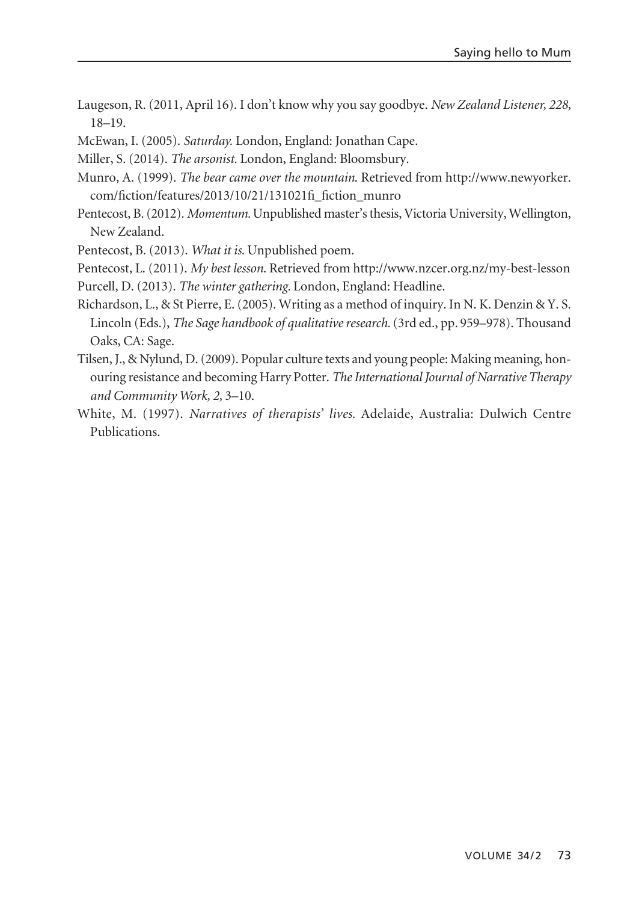Laugeson, R. (2011, April 16). I don't know why you say goodbye. *New Zealand Listener, 228,* 18–19.

McEwan, I. (2005). *Saturday.* London, England: Jonathan Cape.

Miller, S. (2014). *The arsonist.* London, England: Bloomsbury.

Munro, A. (1999). *The bear came over the mountain.* Retrieved from http://www.newyorker.com/fiction/features/2013/10/21/131021fi_fiction_munro

Pentecost, B. (2012). *Momentum.* Unpublished master's thesis, Victoria University, Wellington, New Zealand.

Pentecost, B. (2013). *What it is.* Unpublished poem.

Pentecost, L. (2011). *My best lesson.* Retrieved from http://www.nzcer.org.nz/my-best-lesson

Purcell, D. (2013). *The winter gathering.* London, England: Headline.

Richardson, L., & St Pierre, E. (2005). Writing as a method of inquiry. In N. K. Denzin & Y. S. Lincoln (Eds.), *The Sage handbook of qualitative research.* (3rd ed., pp. 959–978). Thousand Oaks, CA: Sage.

Tilsen, J., & Nylund, D. (2009). Popular culture texts and young people: Making meaning, honouring resistance and becoming Harry Potter. *The International Journal of Narrative Therapy and Community Work, 2,* 3–10.

White, M. (1997). *Narratives of therapists' lives.* Adelaide, Australia: Dulwich Centre Publications.